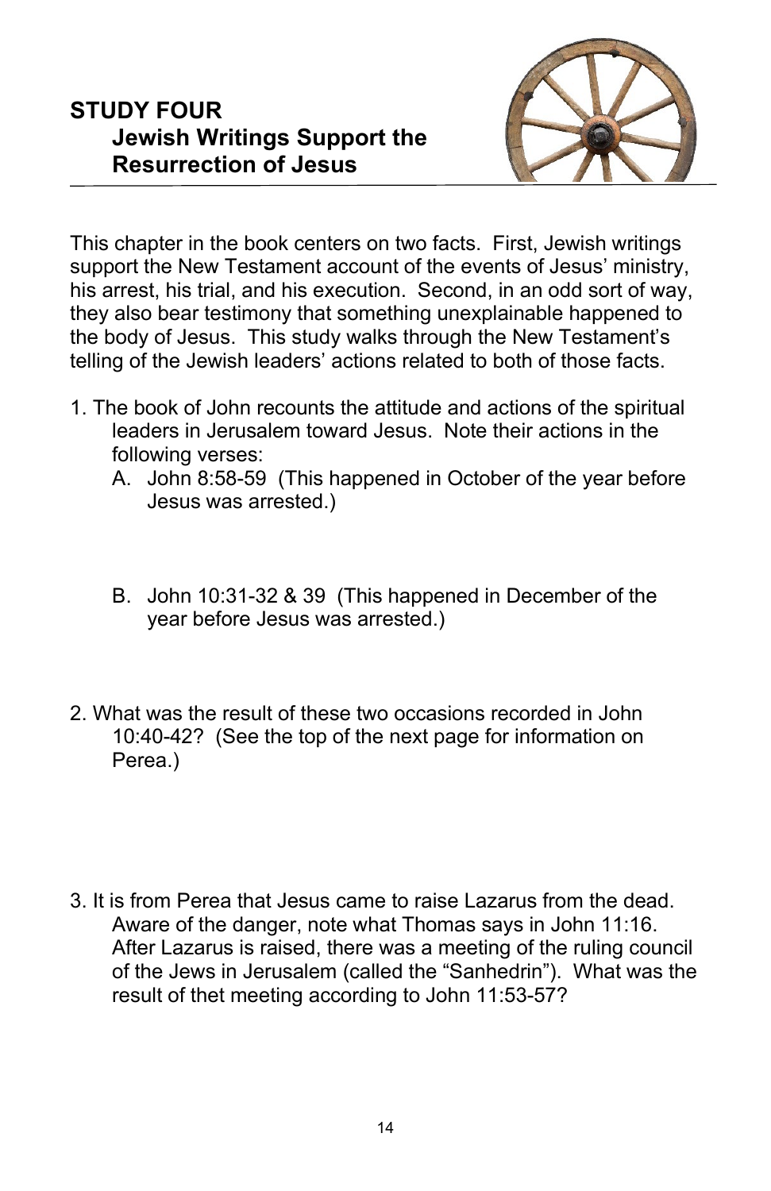# STUDY FOUR
## Jewish Writings Support the Resurrection of Jesus

This chapter in the book centers on two facts. First, Jewish writings support the New Testament account of the events of Jesus' ministry, his arrest, his trial, and his execution. Second, in an odd sort of way, they also bear testimony that something unexplainable happened to the body of Jesus. This study walks through the New Testament's telling of the Jewish leaders' actions related to both of those facts.

1. The book of John recounts the attitude and actions of the spiritual leaders in Jerusalem toward Jesus. Note their actions in the following verses:
   A. John 8:58-59 (This happened in October of the year before Jesus was arrested.)

   B. John 10:31-32 & 39 (This happened in December of the year before Jesus was arrested.)

2. What was the result of these two occasions recorded in John 10:40-42? (See the top of the next page for information on Perea.)

3. It is from Perea that Jesus came to raise Lazarus from the dead. Aware of the danger, note what Thomas says in John 11:16. After Lazarus is raised, there was a meeting of the ruling council of the Jews in Jerusalem (called the "Sanhedrin"). What was the result of thet meeting according to John 11:53-57?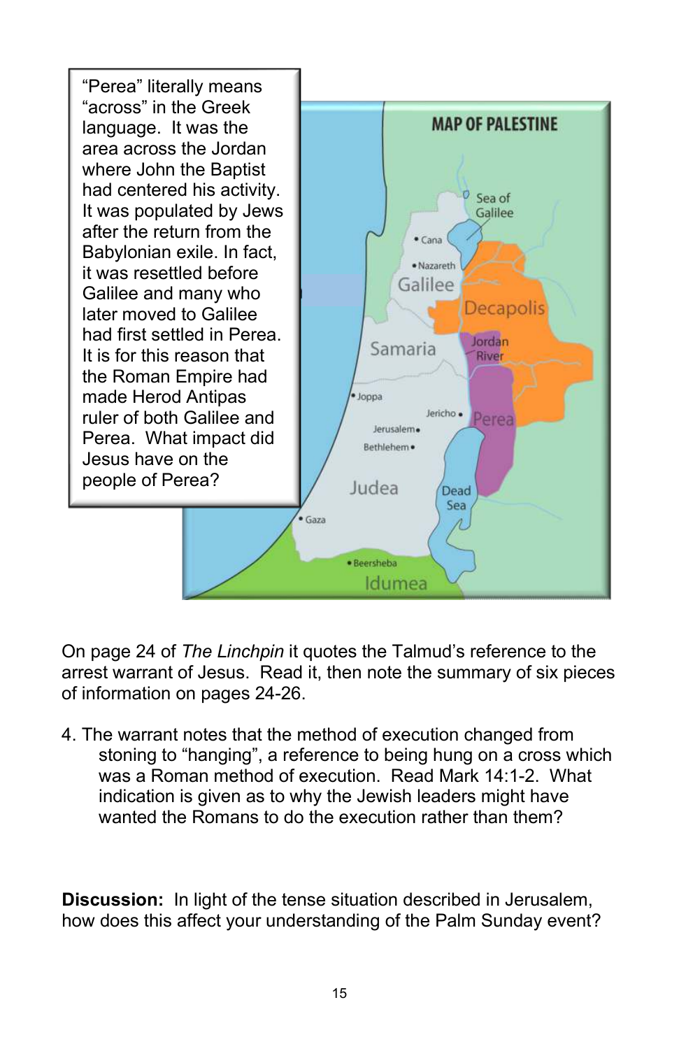"Perea" literally means "across" in the Greek language. It was the area across the Jordan where John the Baptist had centered his activity. It was populated by Jews after the return from the Babylonian exile. In fact, it was resettled before Galilee and many who later moved to Galilee had first settled in Perea. It is for this reason that the Roman Empire had made Herod Antipas ruler of both Galilee and Perea. What impact did Jesus have on the people of Perea?

On page 24 of *The Linchpin* it quotes the Talmud's reference to the arrest warrant of Jesus. Read it, then note the summary of six pieces of information on pages 24-26.

4. The warrant notes that the method of execution changed from stoning to "hanging", a reference to being hung on a cross which was a Roman method of execution. Read Mark 14:1-2. What indication is given as to why the Jewish leaders might have wanted the Romans to do the execution rather than them?

**Discussion:** In light of the tense situation described in Jerusalem, how does this affect your understanding of the Palm Sunday event?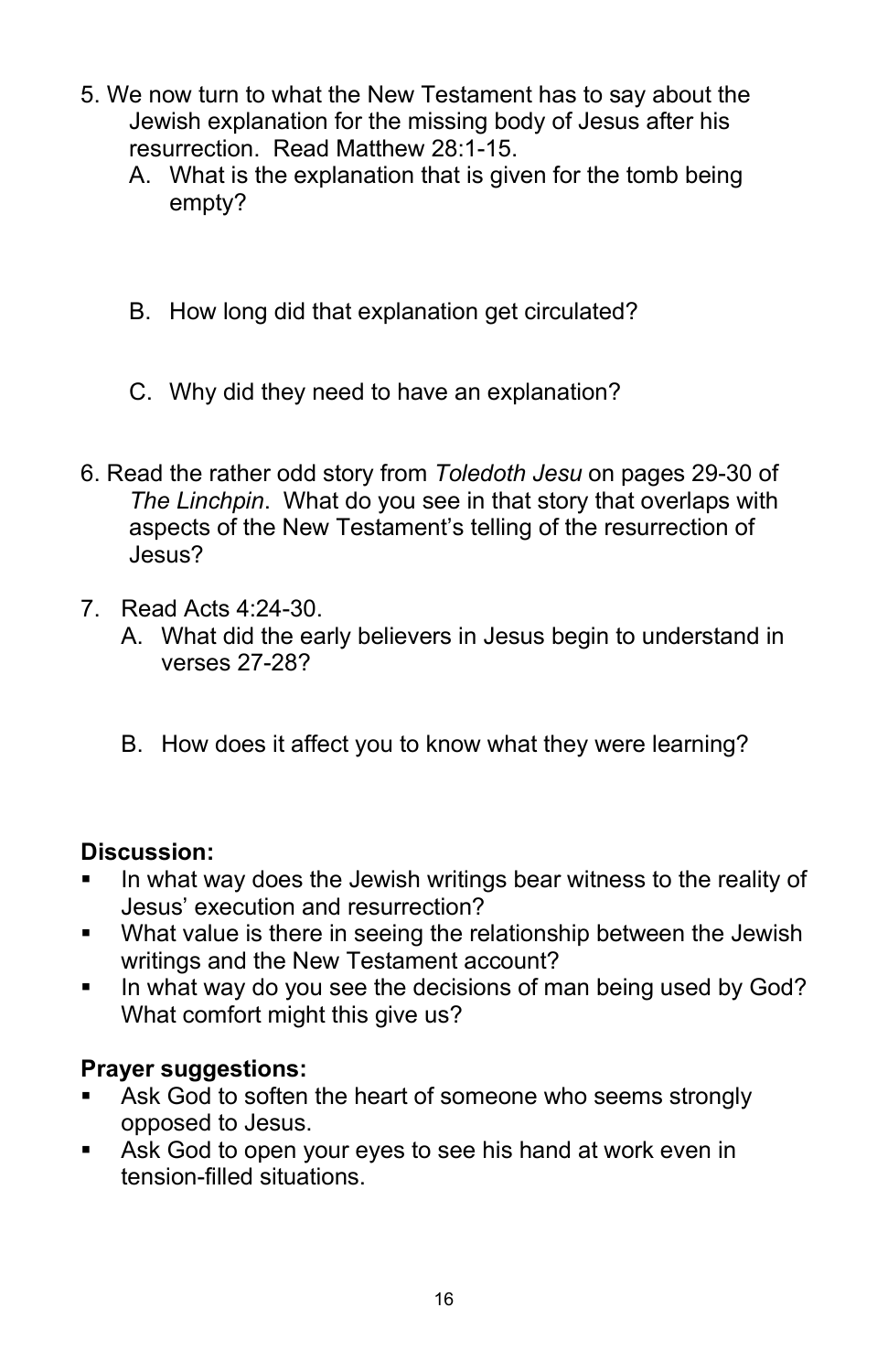5. We now turn to what the New Testament has to say about the Jewish explanation for the missing body of Jesus after his resurrection. Read Matthew 28:1-15.
   A. What is the explanation that is given for the tomb being empty?

   B. How long did that explanation get circulated?

   C. Why did they need to have an explanation?

6. Read the rather odd story from *Toledoth Jesu* on pages 29-30 of *The Linchpin*. What do you see in that story that overlaps with aspects of the New Testament's telling of the resurrection of Jesus?

7. Read Acts 4:24-30.
   A. What did the early believers in Jesus begin to understand in verses 27-28?

   B. How does it affect you to know what they were learning?

**Discussion:**

- In what way does the Jewish writings bear witness to the reality of Jesus' execution and resurrection?
- What value is there in seeing the relationship between the Jewish writings and the New Testament account?
- In what way do you see the decisions of man being used by God? What comfort might this give us?

**Prayer suggestions:**

- Ask God to soften the heart of someone who seems strongly opposed to Jesus.
- Ask God to open your eyes to see his hand at work even in tension-filled situations.